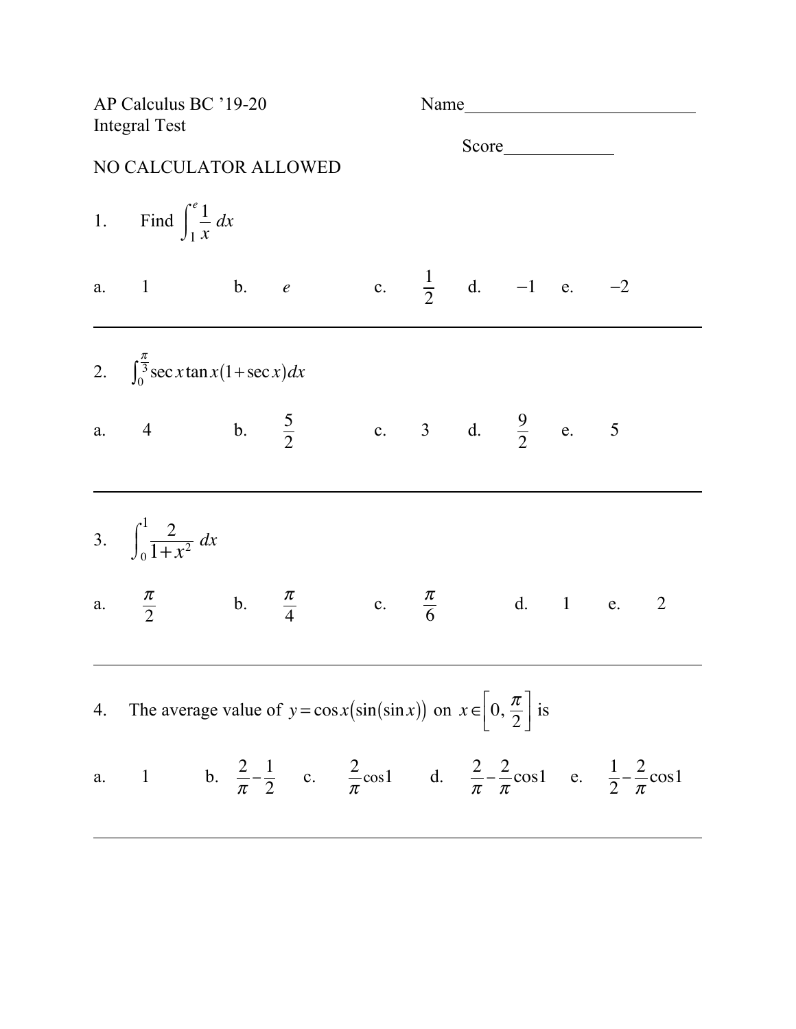AP Calculus BC ’19-20 Name___________________________

Integral Test

Score____________

NO CALCULATOR ALLOWED

1. Find $\int_{1}^{e} \frac{1}{x}\, dx$

a. $1$ b. $e$ c. $\frac{1}{2}$ d. $-1$ e. $-2$

---

2. $\int_{0}^{\frac{\pi}{3}} \sec x \tan x (1+\sec x) dx$

a. $4$ b. $\frac{5}{2}$ c. $3$ d. $\frac{9}{2}$ e. $5$

---

3. $\int_{0}^{1} \frac{2}{1+x^2}\, dx$

a. $\frac{\pi}{2}$ b. $\frac{\pi}{4}$ c. $\frac{\pi}{6}$ d. $1$ e. $2$

---

4. The average value of $y = \cos x(\sin(\sin x))$ on $x \in \left[0, \frac{\pi}{2}\right]$ is

a. $1$ b. $\frac{2}{\pi} - \frac{1}{2}$ c. $\frac{2}{\pi}\cos 1$ d. $\frac{2}{\pi} - \frac{2}{\pi}\cos 1$ e. $\frac{1}{2} - \frac{2}{\pi}\cos 1$

---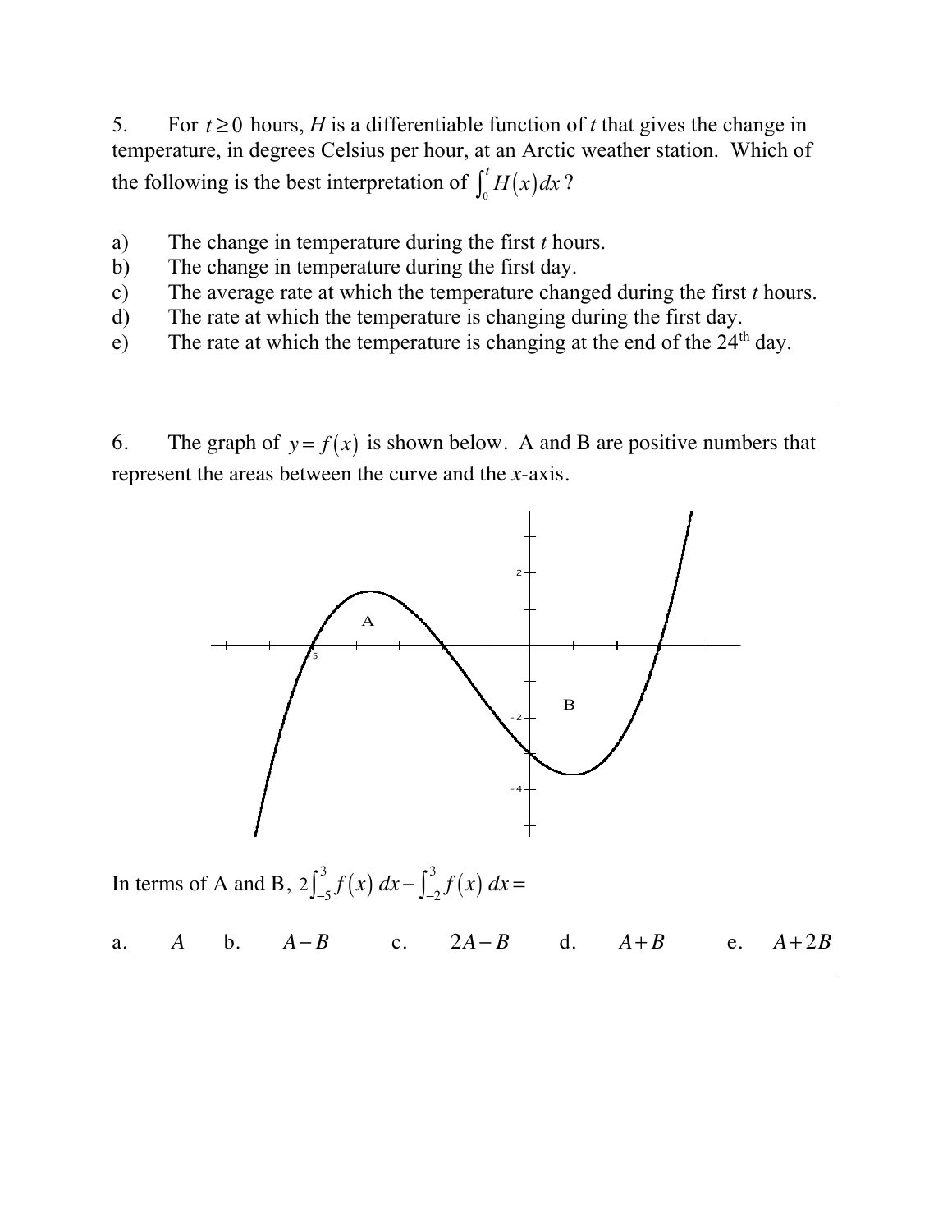5. For $t \geq 0$ hours, $H$ is a differentiable function of $t$ that gives the change in temperature, in degrees Celsius per hour, at an Arctic weather station. Which of the following is the best interpretation of $\int_0^t H(x)\,dx$?

a) The change in temperature during the first $t$ hours.
b) The change in temperature during the first day.
c) The average rate at which the temperature changed during the first $t$ hours.
d) The rate at which the temperature is changing during the first day.
e) The rate at which the temperature is changing at the end of the 24th day.

---

6. The graph of $y = f(x)$ is shown below. A and B are positive numbers that represent the areas between the curve and the $x$-axis.

In terms of A and B, $2\int_{-5}^{3} f(x)\,dx - \int_{-2}^{3} f(x)\,dx =$

a. $A$   b. $A-B$   c. $2A-B$   d. $A+B$   e. $A+2B$

---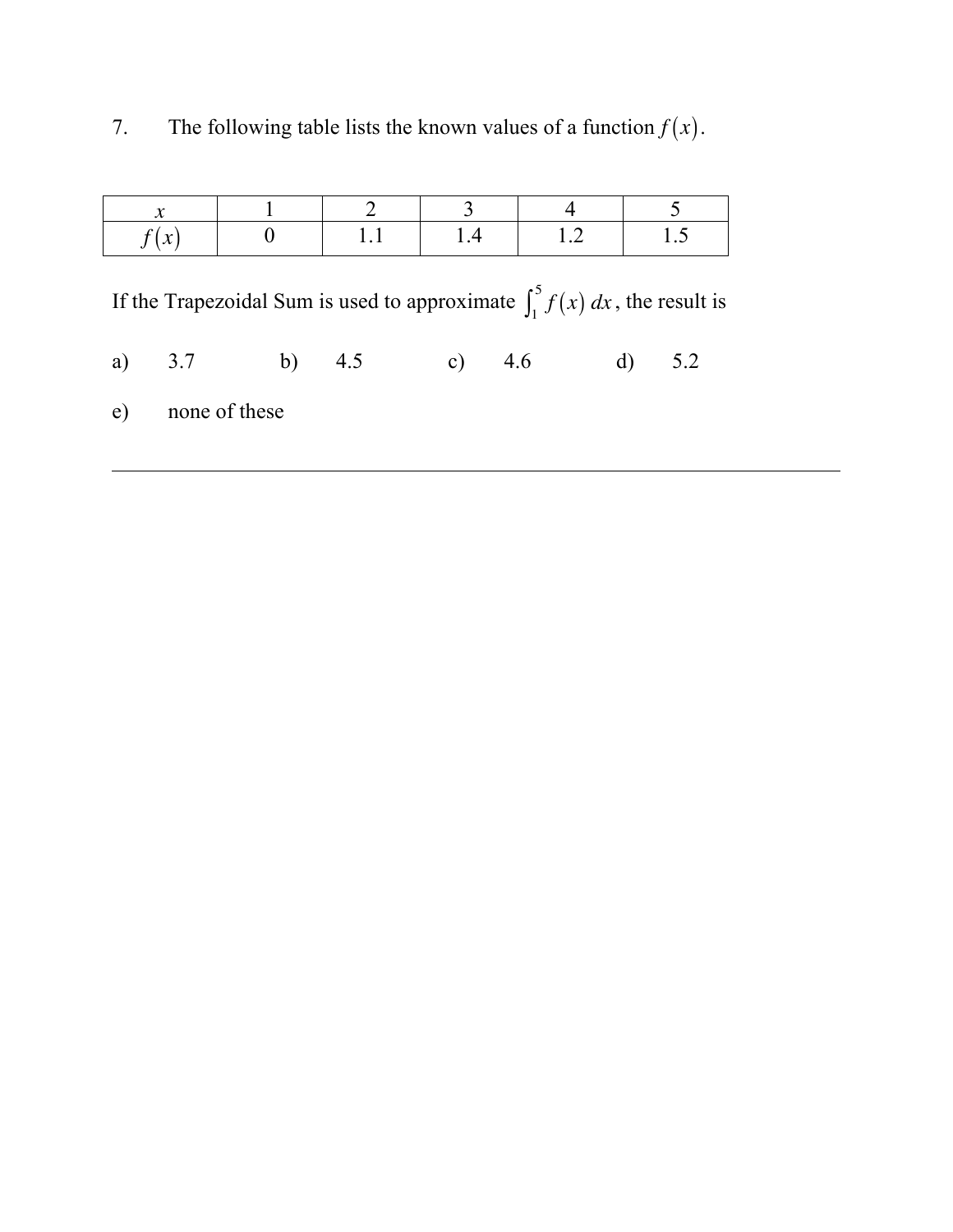7. The following table lists the known values of a function $f(x)$.

| $x$ | 1 | 2 | 3 | 4 | 5 |
|---|---|---|---|---|---|
| $f(x)$ | 0 | 1.1 | 1.4 | 1.2 | 1.5 |

If the Trapezoidal Sum is used to approximate $\int_1^5 f(x)\,dx$, the result is

a) 3.7 b) 4.5 c) 4.6 d) 5.2

e) none of these

---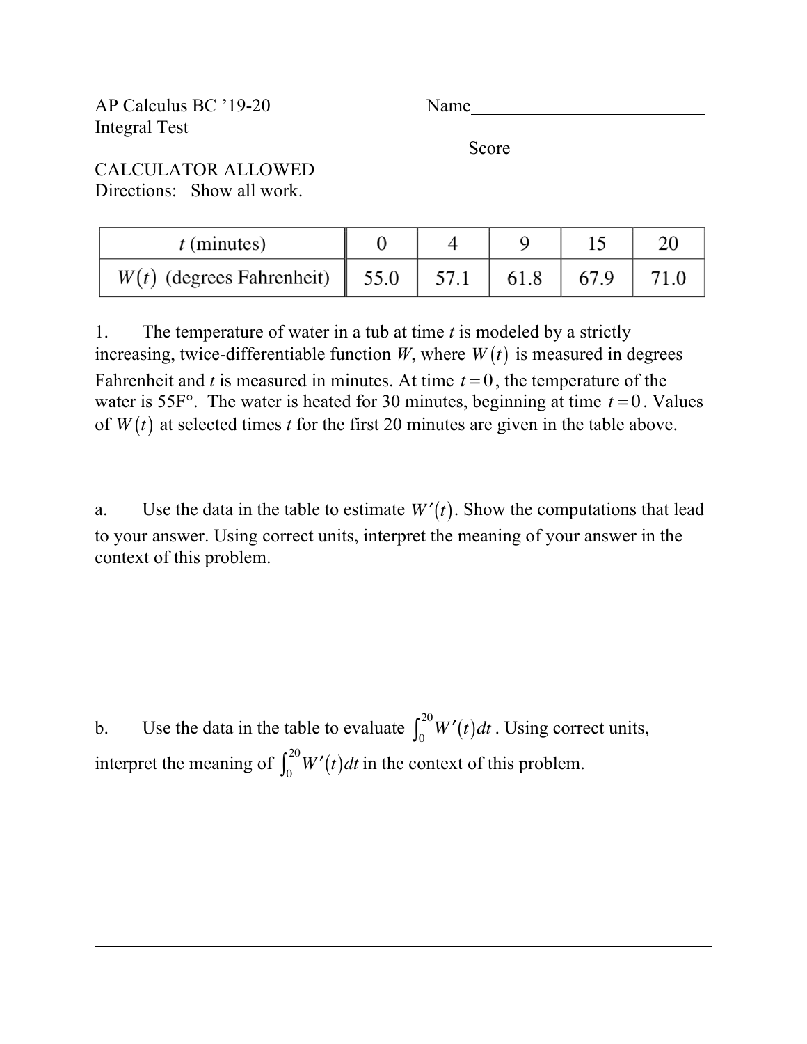AP Calculus BC '19-20 Name___________________________

Integral Test

Score____________

CALCULATOR ALLOWED

Directions: Show all work.

| $t$ (minutes) | 0 | 4 | 9 | 15 | 20 |
|---|---|---|---|---|---|
| $W(t)$ (degrees Fahrenheit) | 55.0 | 57.1 | 61.8 | 67.9 | 71.0 |

1. The temperature of water in a tub at time $t$ is modeled by a strictly increasing, twice-differentiable function $W$, where $W(t)$ is measured in degrees Fahrenheit and $t$ is measured in minutes. At time $t = 0$, the temperature of the water is 55F°. The water is heated for 30 minutes, beginning at time $t = 0$. Values of $W(t)$ at selected times $t$ for the first 20 minutes are given in the table above.

---

a. Use the data in the table to estimate $W'(t)$. Show the computations that lead to your answer. Using correct units, interpret the meaning of your answer in the context of this problem.

---

b. Use the data in the table to evaluate $\int_0^{20} W'(t)dt$. Using correct units, interpret the meaning of $\int_0^{20} W'(t)dt$ in the context of this problem.

---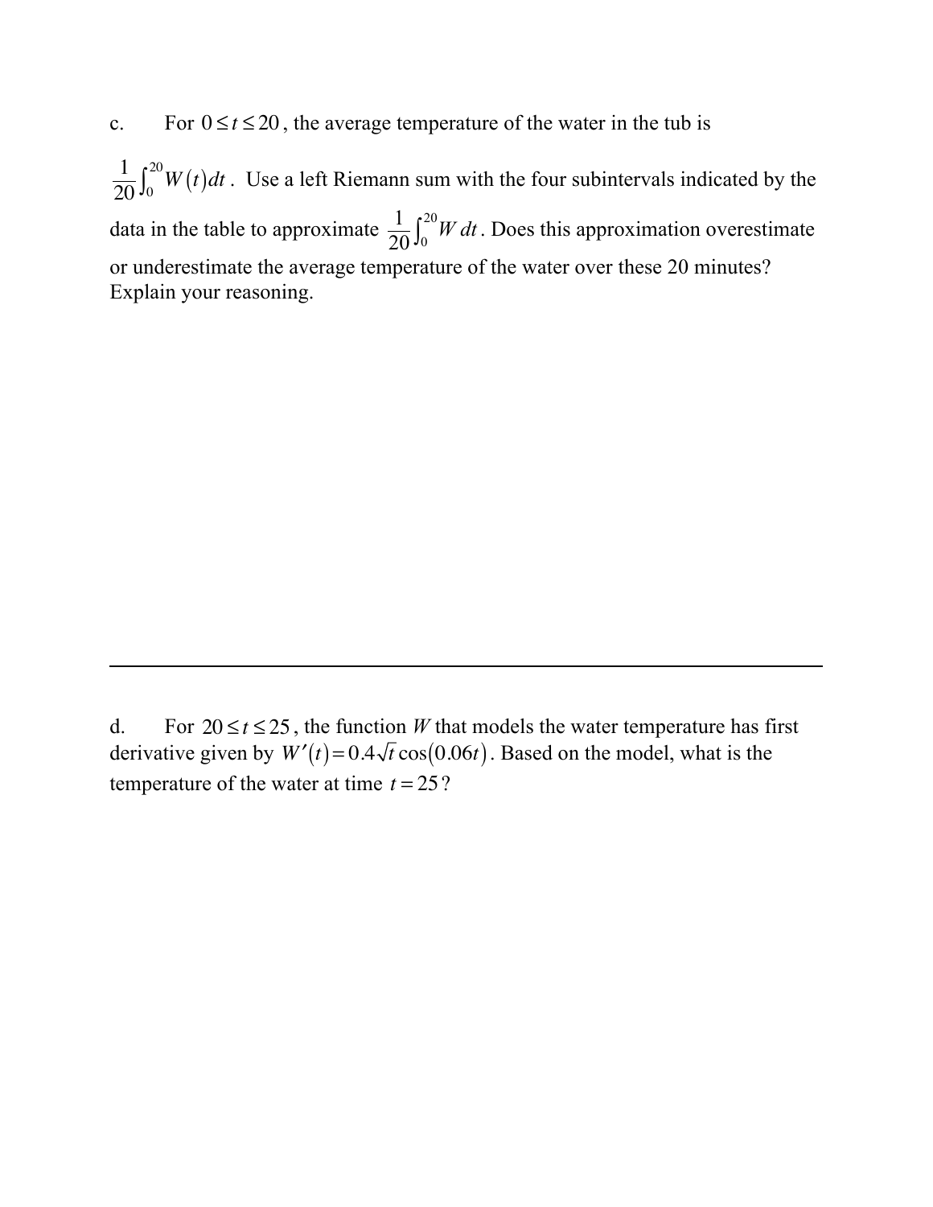c. For $0 \leq t \leq 20$, the average temperature of the water in the tub is $\frac{1}{20}\int_0^{20} W(t)\,dt$. Use a left Riemann sum with the four subintervals indicated by the data in the table to approximate $\frac{1}{20}\int_0^{20} W\,dt$. Does this approximation overestimate or underestimate the average temperature of the water over these 20 minutes? Explain your reasoning.

---

d. For $20 \leq t \leq 25$, the function $W$ that models the water temperature has first derivative given by $W'(t) = 0.4\sqrt{t}\cos(0.06t)$. Based on the model, what is the temperature of the water at time $t = 25$?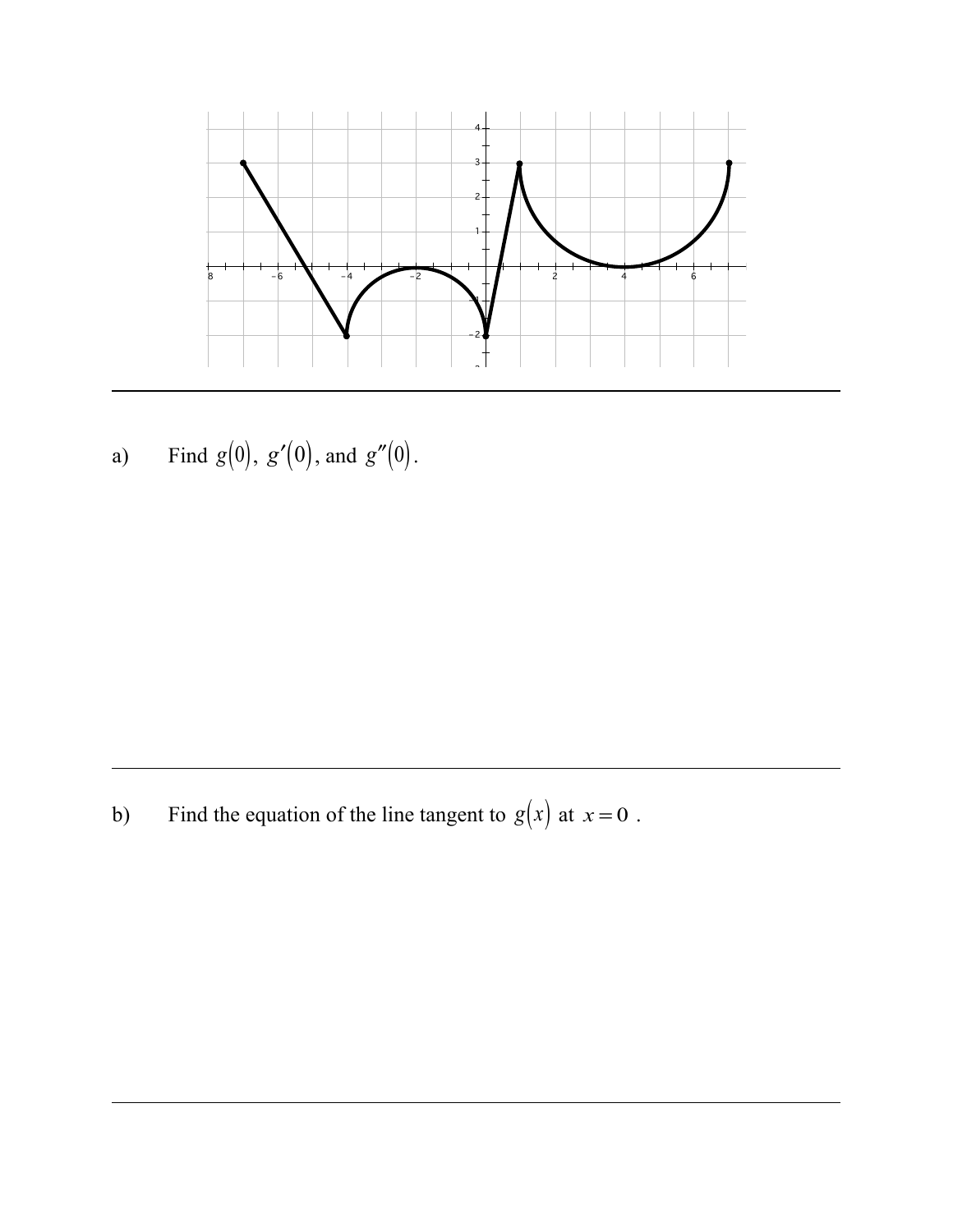a) Find $g(0)$, $g'(0)$, and $g''(0)$.

b) Find the equation of the line tangent to $g(x)$ at $x = 0$ .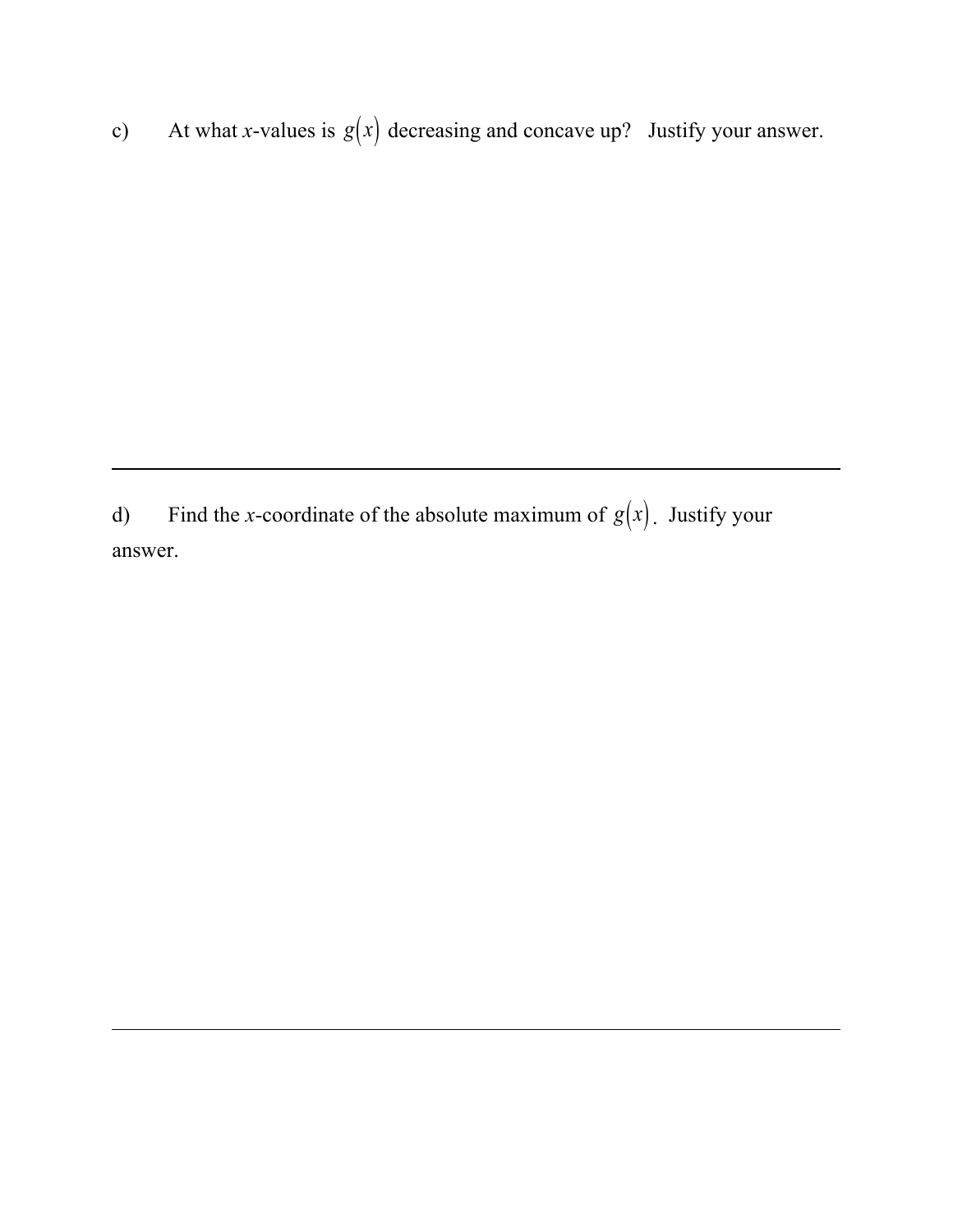c) At what $x$-values is $g(x)$ decreasing and concave up? Justify your answer.

---

d) Find the $x$-coordinate of the absolute maximum of $g(x)$. Justify your answer.

---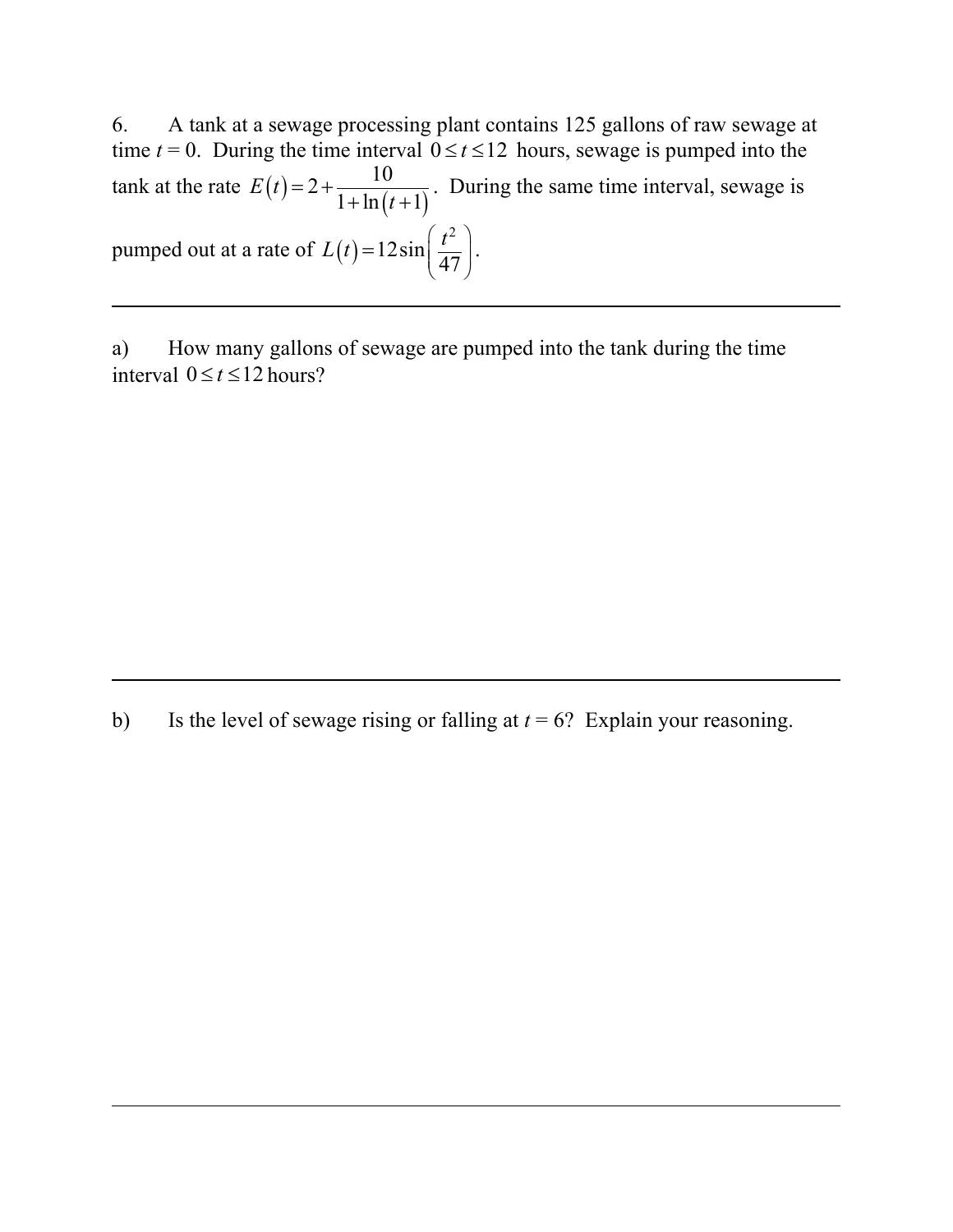6. A tank at a sewage processing plant contains 125 gallons of raw sewage at time $t = 0$. During the time interval $0 \le t \le 12$ hours, sewage is pumped into the tank at the rate $E(t) = 2 + \frac{10}{1 + \ln(t+1)}$. During the same time interval, sewage is pumped out at a rate of $L(t) = 12\sin\left(\frac{t^2}{47}\right)$.

---

a) How many gallons of sewage are pumped into the tank during the time interval $0 \le t \le 12$ hours?

---

b) Is the level of sewage rising or falling at $t = 6$? Explain your reasoning.

---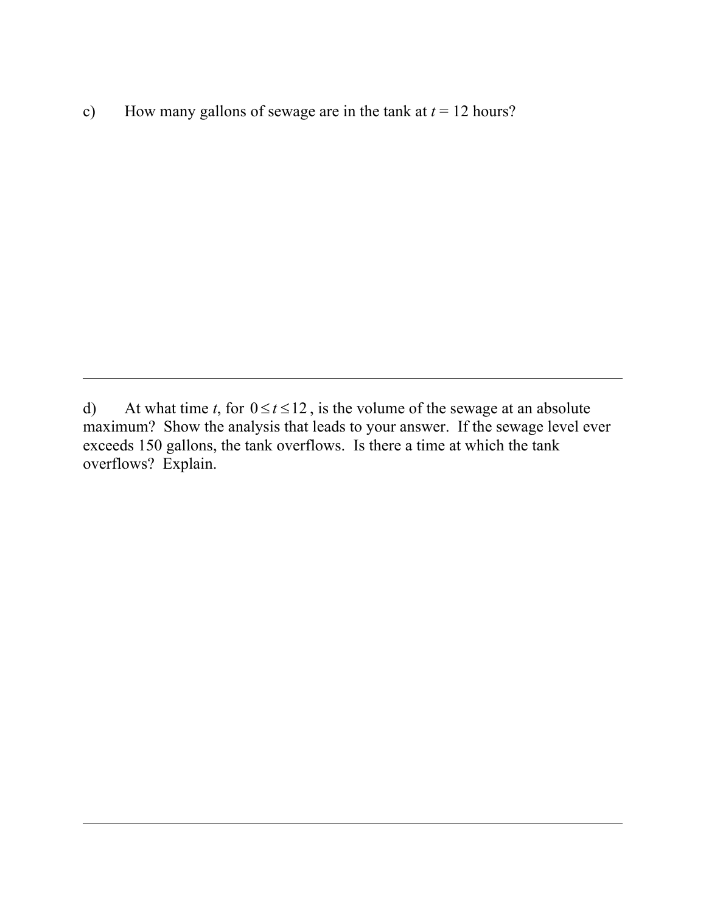c) How many gallons of sewage are in the tank at $t = 12$ hours?

---

d) At what time $t$, for $0 \leq t \leq 12$, is the volume of the sewage at an absolute maximum? Show the analysis that leads to your answer. If the sewage level ever exceeds 150 gallons, the tank overflows. Is there a time at which the tank overflows? Explain.

---